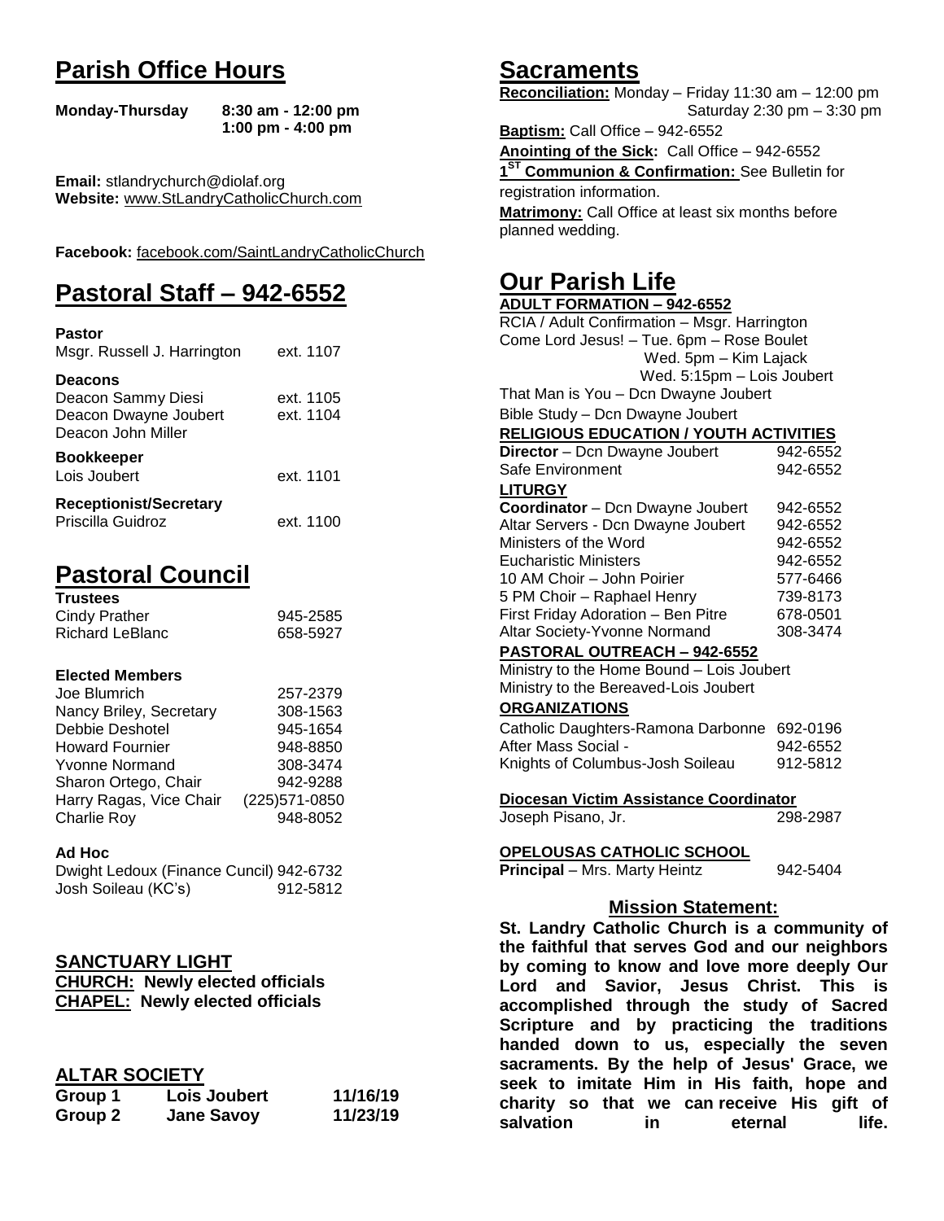## Parish Office Hours

| | |
|---|---|
| **Monday-Thursday** | **8:30 am - 12:00 pm** |
| | **1:00 pm - 4:00 pm** |

**Email:** stlandrychurch@diolaf.org
**Website:** www.StLandryCatholicChurch.com

**Facebook:** facebook.com/SaintLandryCatholicChurch

## Pastoral Staff – 942-6552

**Pastor**

| | |
|---|---|
| Msgr. Russell J. Harrington | ext. 1107 |

**Deacons**

| | |
|---|---|
| Deacon Sammy Diesi | ext. 1105 |
| Deacon Dwayne Joubert | ext. 1104 |
| Deacon John Miller | |

**Bookkeeper**

| | |
|---|---|
| Lois Joubert | ext. 1101 |

**Receptionist/Secretary**

| | |
|---|---|
| Priscilla Guidroz | ext. 1100 |

## Pastoral Council

**Trustees**

| | |
|---|---|
| Cindy Prather | 945-2585 |
| Richard LeBlanc | 658-5927 |

**Elected Members**

| | |
|---|---|
| Joe Blumrich | 257-2379 |
| Nancy Briley, Secretary | 308-1563 |
| Debbie Deshotel | 945-1654 |
| Howard Fournier | 948-8850 |
| Yvonne Normand | 308-3474 |
| Sharon Ortego, Chair | 942-9288 |
| Harry Ragas, Vice Chair | (225)571-0850 |
| Charlie Roy | 948-8052 |

**Ad Hoc**

| | |
|---|---|
| Dwight Ledoux (Finance Cuncil) | 942-6732 |
| Josh Soileau (KC's) | 912-5812 |

### SANCTUARY LIGHT

**CHURCH: Newly elected officials**
**CHAPEL: Newly elected officials**

### ALTAR SOCIETY

| | | |
|---|---|---|
| **Group 1** | **Lois Joubert** | **11/16/19** |
| **Group 2** | **Jane Savoy** | **11/23/19** |

## Sacraments

**Reconciliation:** Monday – Friday 11:30 am – 12:00 pm
Saturday 2:30 pm – 3:30 pm

**Baptism:** Call Office – 942-6552

**Anointing of the Sick:** Call Office – 942-6552

**1[ST] Communion & Confirmation:** See Bulletin for registration information.

**Matrimony:** Call Office at least six months before planned wedding.

## Our Parish Life

**ADULT FORMATION – 942-6552**

RCIA / Adult Confirmation – Msgr. Harrington
Come Lord Jesus! – Tue. 6pm – Rose Boulet
Wed. 5pm – Kim Lajack
Wed. 5:15pm – Lois Joubert
That Man is You – Dcn Dwayne Joubert
Bible Study – Dcn Dwayne Joubert

**RELIGIOUS EDUCATION / YOUTH ACTIVITIES**

| | |
|---|---|
| **Director** – Dcn Dwayne Joubert | 942-6552 |
| Safe Environment | 942-6552 |

**LITURGY**

| | |
|---|---|
| **Coordinator** – Dcn Dwayne Joubert | 942-6552 |
| Altar Servers - Dcn Dwayne Joubert | 942-6552 |
| Ministers of the Word | 942-6552 |
| Eucharistic Ministers | 942-6552 |
| 10 AM Choir – John Poirier | 577-6466 |
| 5 PM Choir – Raphael Henry | 739-8173 |
| First Friday Adoration – Ben Pitre | 678-0501 |
| Altar Society-Yvonne Normand | 308-3474 |

**PASTORAL OUTREACH – 942-6552**

Ministry to the Home Bound – Lois Joubert
Ministry to the Bereaved-Lois Joubert

**ORGANIZATIONS**

| | |
|---|---|
| Catholic Daughters-Ramona Darbonne | 692-0196 |
| After Mass Social - | 942-6552 |
| Knights of Columbus-Josh Soileau | 912-5812 |

**Diocesan Victim Assistance Coordinator**

| | |
|---|---|
| Joseph Pisano, Jr. | 298-2987 |

**OPELOUSAS CATHOLIC SCHOOL**

| | |
|---|---|
| **Principal** – Mrs. Marty Heintz | 942-5404 |

### Mission Statement:

**St. Landry Catholic Church is a community of the faithful that serves God and our neighbors by coming to know and love more deeply Our Lord and Savior, Jesus Christ. This is accomplished through the study of Sacred Scripture and by practicing the traditions handed down to us, especially the seven sacraments. By the help of Jesus' Grace, we seek to imitate Him in His faith, hope and charity so that we can receive His gift of salvation in eternal life.**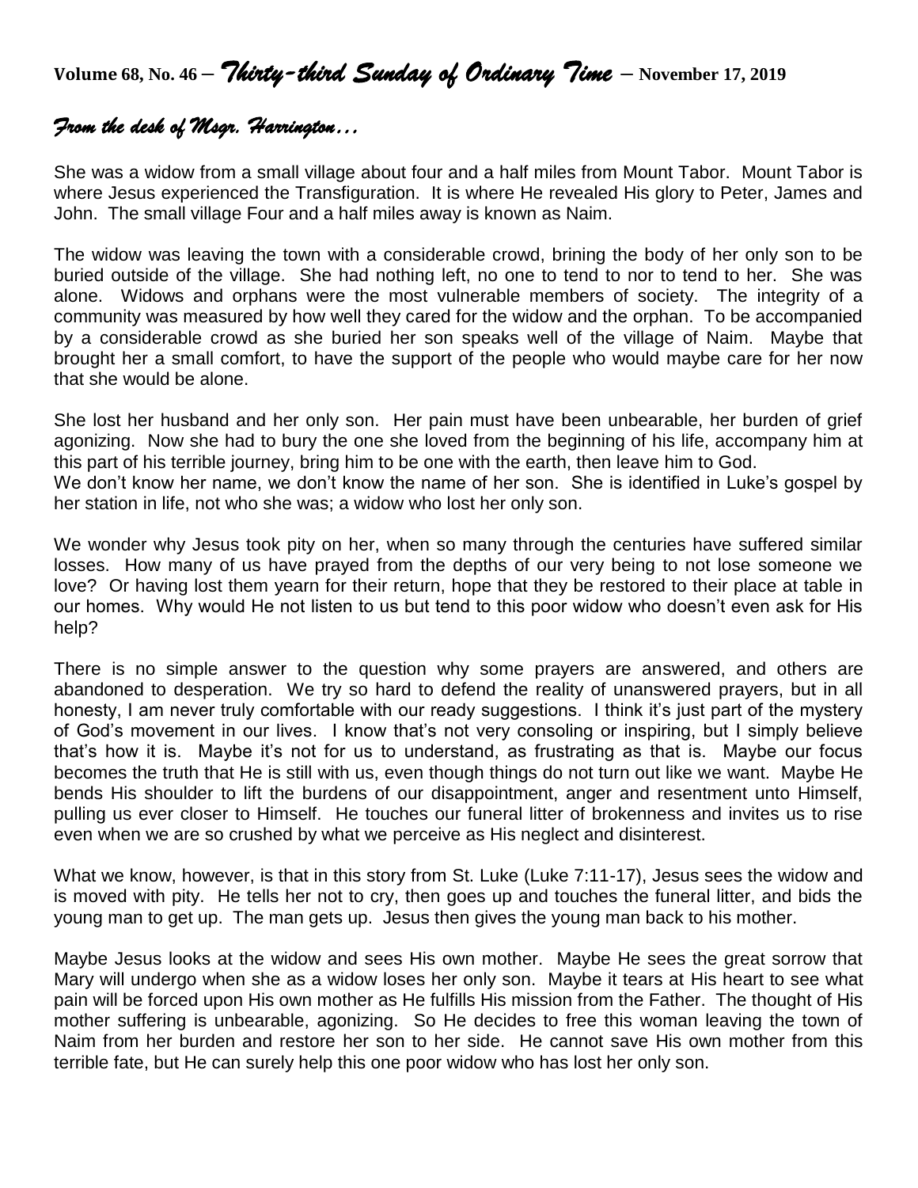# Volume 68, No. 46 – *Thirty-third Sunday of Ordinary Time* – November 17, 2019

## *From the desk of Msgr. Harrington…*

She was a widow from a small village about four and a half miles from Mount Tabor. Mount Tabor is where Jesus experienced the Transfiguration. It is where He revealed His glory to Peter, James and John. The small village Four and a half miles away is known as Naim.

The widow was leaving the town with a considerable crowd, brining the body of her only son to be buried outside of the village. She had nothing left, no one to tend to nor to tend to her. She was alone. Widows and orphans were the most vulnerable members of society. The integrity of a community was measured by how well they cared for the widow and the orphan. To be accompanied by a considerable crowd as she buried her son speaks well of the village of Naim. Maybe that brought her a small comfort, to have the support of the people who would maybe care for her now that she would be alone.

She lost her husband and her only son. Her pain must have been unbearable, her burden of grief agonizing. Now she had to bury the one she loved from the beginning of his life, accompany him at this part of his terrible journey, bring him to be one with the earth, then leave him to God.
We don't know her name, we don't know the name of her son. She is identified in Luke's gospel by her station in life, not who she was; a widow who lost her only son.

We wonder why Jesus took pity on her, when so many through the centuries have suffered similar losses. How many of us have prayed from the depths of our very being to not lose someone we love? Or having lost them yearn for their return, hope that they be restored to their place at table in our homes. Why would He not listen to us but tend to this poor widow who doesn't even ask for His help?

There is no simple answer to the question why some prayers are answered, and others are abandoned to desperation. We try so hard to defend the reality of unanswered prayers, but in all honesty, I am never truly comfortable with our ready suggestions. I think it's just part of the mystery of God's movement in our lives. I know that's not very consoling or inspiring, but I simply believe that's how it is. Maybe it's not for us to understand, as frustrating as that is. Maybe our focus becomes the truth that He is still with us, even though things do not turn out like we want. Maybe He bends His shoulder to lift the burdens of our disappointment, anger and resentment unto Himself, pulling us ever closer to Himself. He touches our funeral litter of brokenness and invites us to rise even when we are so crushed by what we perceive as His neglect and disinterest.

What we know, however, is that in this story from St. Luke (Luke 7:11-17), Jesus sees the widow and is moved with pity. He tells her not to cry, then goes up and touches the funeral litter, and bids the young man to get up. The man gets up. Jesus then gives the young man back to his mother.

Maybe Jesus looks at the widow and sees His own mother. Maybe He sees the great sorrow that Mary will undergo when she as a widow loses her only son. Maybe it tears at His heart to see what pain will be forced upon His own mother as He fulfills His mission from the Father. The thought of His mother suffering is unbearable, agonizing. So He decides to free this woman leaving the town of Naim from her burden and restore her son to her side. He cannot save His own mother from this terrible fate, but He can surely help this one poor widow who has lost her only son.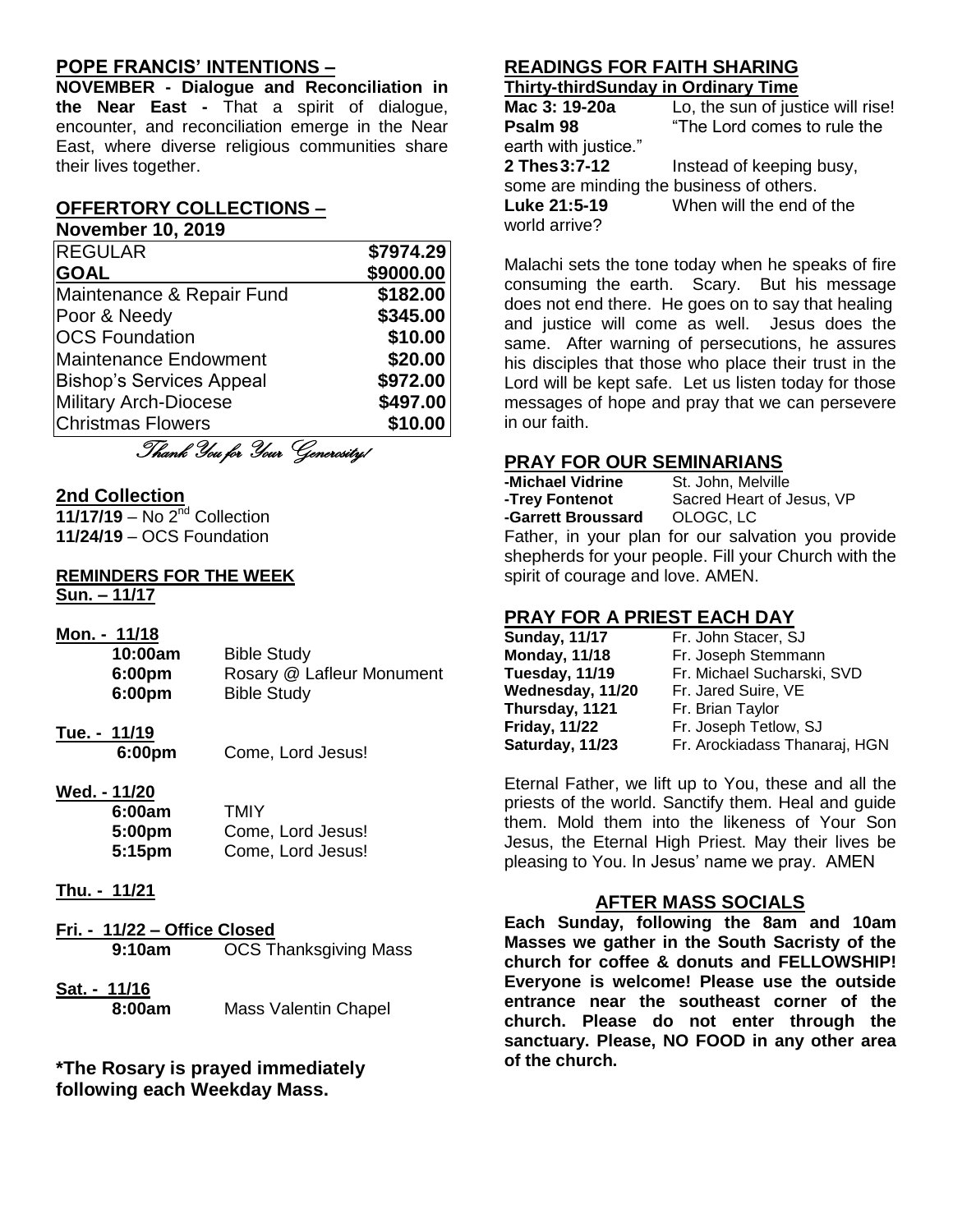## POPE FRANCIS' INTENTIONS –

**NOVEMBER - Dialogue and Reconciliation in the Near East -** That a spirit of dialogue, encounter, and reconciliation emerge in the Near East, where diverse religious communities share their lives together.

## OFFERTORY COLLECTIONS –

**November 10, 2019**

| REGULAR | $7974.29 |
|---|---|
| **GOAL** | **$9000.00** |
| Maintenance & Repair Fund | $182.00 |
| Poor & Needy | $345.00 |
| OCS Foundation | $10.00 |
| Maintenance Endowment | $20.00 |
| Bishop's Services Appeal | $972.00 |
| Military Arch-Diocese | $497.00 |
| Christmas Flowers | $10.00 |

*Thank You for Your Generosity!*

## 2nd Collection

**11/17/19** – No 2nd Collection
**11/24/19** – OCS Foundation

## REMINDERS FOR THE WEEK

**Sun. – 11/17**

**Mon. - 11/18**
- **10:00am** Bible Study
- **6:00pm** Rosary @ Lafleur Monument
- **6:00pm** Bible Study

**Tue. - 11/19**
- **6:00pm** Come, Lord Jesus!

**Wed. - 11/20**
- **6:00am** TMIY
- **5:00pm** Come, Lord Jesus!
- **5:15pm** Come, Lord Jesus!

**Thu. - 11/21**

**Fri. - 11/22 – Office Closed**
- **9:10am** OCS Thanksgiving Mass

**Sat. - 11/16**
- **8:00am** Mass Valentin Chapel

**\*The Rosary is prayed immediately following each Weekday Mass.**

## READINGS FOR FAITH SHARING

**Thirty-thirdSunday in Ordinary Time**

**Mac 3: 19-20a** Lo, the sun of justice will rise!
**Psalm 98** "The Lord comes to rule the earth with justice."
**2 Thes3:7-12** Instead of keeping busy, some are minding the business of others.
**Luke 21:5-19** When will the end of the world arrive?

Malachi sets the tone today when he speaks of fire consuming the earth. Scary. But his message does not end there. He goes on to say that healing and justice will come as well. Jesus does the same. After warning of persecutions, he assures his disciples that those who place their trust in the Lord will be kept safe. Let us listen today for those messages of hope and pray that we can persevere in our faith.

## PRAY FOR OUR SEMINARIANS

**-Michael Vidrine** St. John, Melville
**-Trey Fontenot** Sacred Heart of Jesus, VP
**-Garrett Broussard** OLOGC, LC

Father, in your plan for our salvation you provide shepherds for your people. Fill your Church with the spirit of courage and love. AMEN.

## PRAY FOR A PRIEST EACH DAY

| | |
|---|---|
| **Sunday, 11/17** | Fr. John Stacer, SJ |
| **Monday, 11/18** | Fr. Joseph Stemmann |
| **Tuesday, 11/19** | Fr. Michael Sucharski, SVD |
| **Wednesday, 11/20** | Fr. Jared Suire, VE |
| **Thursday, 1121** | Fr. Brian Taylor |
| **Friday, 11/22** | Fr. Joseph Tetlow, SJ |
| **Saturday, 11/23** | Fr. Arockiadass Thanaraj, HGN |

Eternal Father, we lift up to You, these and all the priests of the world. Sanctify them. Heal and guide them. Mold them into the likeness of Your Son Jesus, the Eternal High Priest. May their lives be pleasing to You. In Jesus' name we pray. AMEN

## AFTER MASS SOCIALS

**Each Sunday, following the 8am and 10am Masses we gather in the South Sacristy of the church for coffee & donuts and FELLOWSHIP! Everyone is welcome! Please use the outside entrance near the southeast corner of the church. Please do not enter through the sanctuary. Please, NO FOOD in any other area of the church.**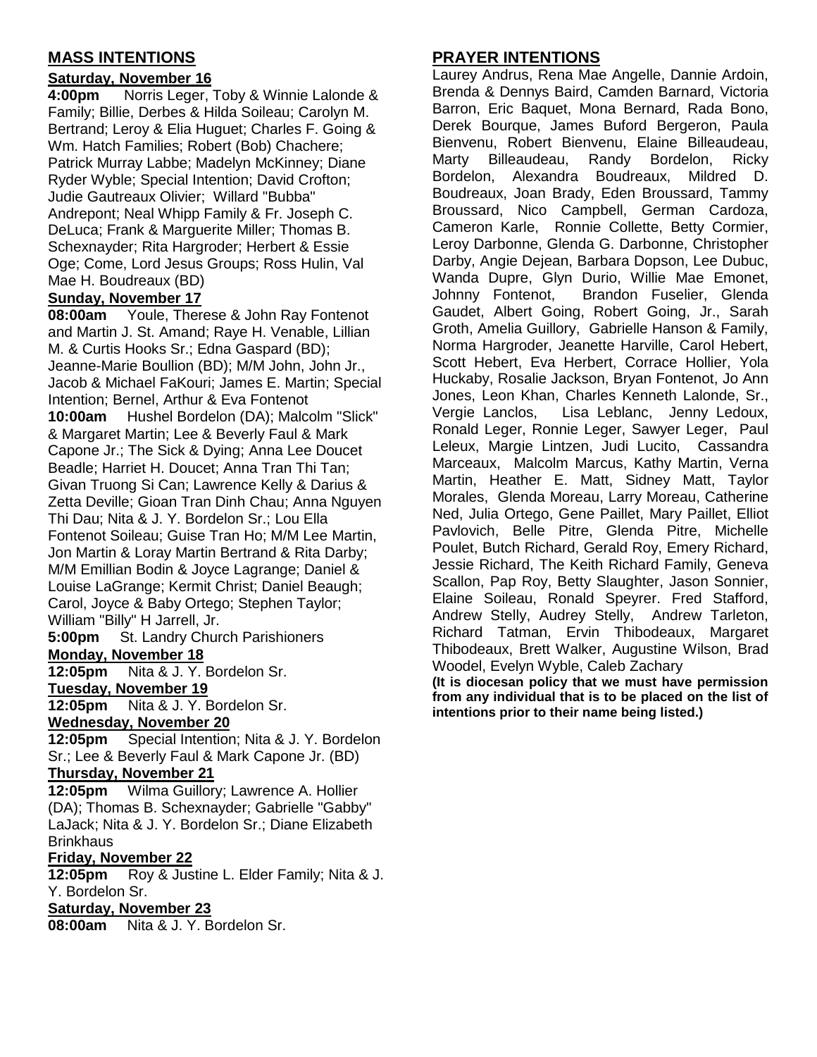## MASS INTENTIONS

**Saturday, November 16**

**4:00pm** Norris Leger, Toby & Winnie Lalonde & Family; Billie, Derbes & Hilda Soileau; Carolyn M. Bertrand; Leroy & Elia Huguet; Charles F. Going & Wm. Hatch Families; Robert (Bob) Chachere; Patrick Murray Labbe; Madelyn McKinney; Diane Ryder Wyble; Special Intention; David Crofton; Judie Gautreaux Olivier; Willard "Bubba" Andrepont; Neal Whipp Family & Fr. Joseph C. DeLuca; Frank & Marguerite Miller; Thomas B. Schexnayder; Rita Hargroder; Herbert & Essie Oge; Come, Lord Jesus Groups; Ross Hulin, Val Mae H. Boudreaux (BD)

**Sunday, November 17**

**08:00am** Youle, Therese & John Ray Fontenot and Martin J. St. Amand; Raye H. Venable, Lillian M. & Curtis Hooks Sr.; Edna Gaspard (BD); Jeanne-Marie Boullion (BD); M/M John, John Jr., Jacob & Michael FaKouri; James E. Martin; Special Intention; Bernel, Arthur & Eva Fontenot

**10:00am** Hushel Bordelon (DA); Malcolm "Slick" & Margaret Martin; Lee & Beverly Faul & Mark Capone Jr.; The Sick & Dying; Anna Lee Doucet Beadle; Harriet H. Doucet; Anna Tran Thi Tan; Givan Truong Si Can; Lawrence Kelly & Darius & Zetta Deville; Gioan Tran Dinh Chau; Anna Nguyen Thi Dau; Nita & J. Y. Bordelon Sr.; Lou Ella Fontenot Soileau; Guise Tran Ho; M/M Lee Martin, Jon Martin & Loray Martin Bertrand & Rita Darby; M/M Emillian Bodin & Joyce Lagrange; Daniel & Louise LaGrange; Kermit Christ; Daniel Beaugh; Carol, Joyce & Baby Ortego; Stephen Taylor; William "Billy" H Jarrell, Jr.

**5:00pm** St. Landry Church Parishioners

**Monday, November 18**

**12:05pm** Nita & J. Y. Bordelon Sr.

**Tuesday, November 19**

**12:05pm** Nita & J. Y. Bordelon Sr.

**Wednesday, November 20**

**12:05pm** Special Intention; Nita & J. Y. Bordelon Sr.; Lee & Beverly Faul & Mark Capone Jr. (BD)

**Thursday, November 21**

**12:05pm** Wilma Guillory; Lawrence A. Hollier (DA); Thomas B. Schexnayder; Gabrielle "Gabby" LaJack; Nita & J. Y. Bordelon Sr.; Diane Elizabeth Brinkhaus

**Friday, November 22**

**12:05pm** Roy & Justine L. Elder Family; Nita & J. Y. Bordelon Sr.

**Saturday, November 23**

**08:00am** Nita & J. Y. Bordelon Sr.

## PRAYER INTENTIONS

Laurey Andrus, Rena Mae Angelle, Dannie Ardoin, Brenda & Dennys Baird, Camden Barnard, Victoria Barron, Eric Baquet, Mona Bernard, Rada Bono, Derek Bourque, James Buford Bergeron, Paula Bienvenu, Robert Bienvenu, Elaine Billeaudeau, Marty Billeaudeau, Randy Bordelon, Ricky Bordelon, Alexandra Boudreaux, Mildred D. Boudreaux, Joan Brady, Eden Broussard, Tammy Broussard, Nico Campbell, German Cardoza, Cameron Karle, Ronnie Collette, Betty Cormier, Leroy Darbonne, Glenda G. Darbonne, Christopher Darby, Angie Dejean, Barbara Dopson, Lee Dubuc, Wanda Dupre, Glyn Durio, Willie Mae Emonet, Johnny Fontenot, Brandon Fuselier, Glenda Gaudet, Albert Going, Robert Going, Jr., Sarah Groth, Amelia Guillory, Gabrielle Hanson & Family, Norma Hargroder, Jeanette Harville, Carol Hebert, Scott Hebert, Eva Herbert, Corrace Hollier, Yola Huckaby, Rosalie Jackson, Bryan Fontenot, Jo Ann Jones, Leon Khan, Charles Kenneth Lalonde, Sr., Vergie Lanclos, Lisa Leblanc, Jenny Ledoux, Ronald Leger, Ronnie Leger, Sawyer Leger, Paul Leleux, Margie Lintzen, Judi Lucito, Cassandra Marceaux, Malcolm Marcus, Kathy Martin, Verna Martin, Heather E. Matt, Sidney Matt, Taylor Morales, Glenda Moreau, Larry Moreau, Catherine Ned, Julia Ortego, Gene Paillet, Mary Paillet, Elliot Pavlovich, Belle Pitre, Glenda Pitre, Michelle Poulet, Butch Richard, Gerald Roy, Emery Richard, Jessie Richard, The Keith Richard Family, Geneva Scallon, Pap Roy, Betty Slaughter, Jason Sonnier, Elaine Soileau, Ronald Speyrer. Fred Stafford, Andrew Stelly, Audrey Stelly, Andrew Tarleton, Richard Tatman, Ervin Thibodeaux, Margaret Thibodeaux, Brett Walker, Augustine Wilson, Brad Woodel, Evelyn Wyble, Caleb Zachary

**(It is diocesan policy that we must have permission from any individual that is to be placed on the list of intentions prior to their name being listed.)**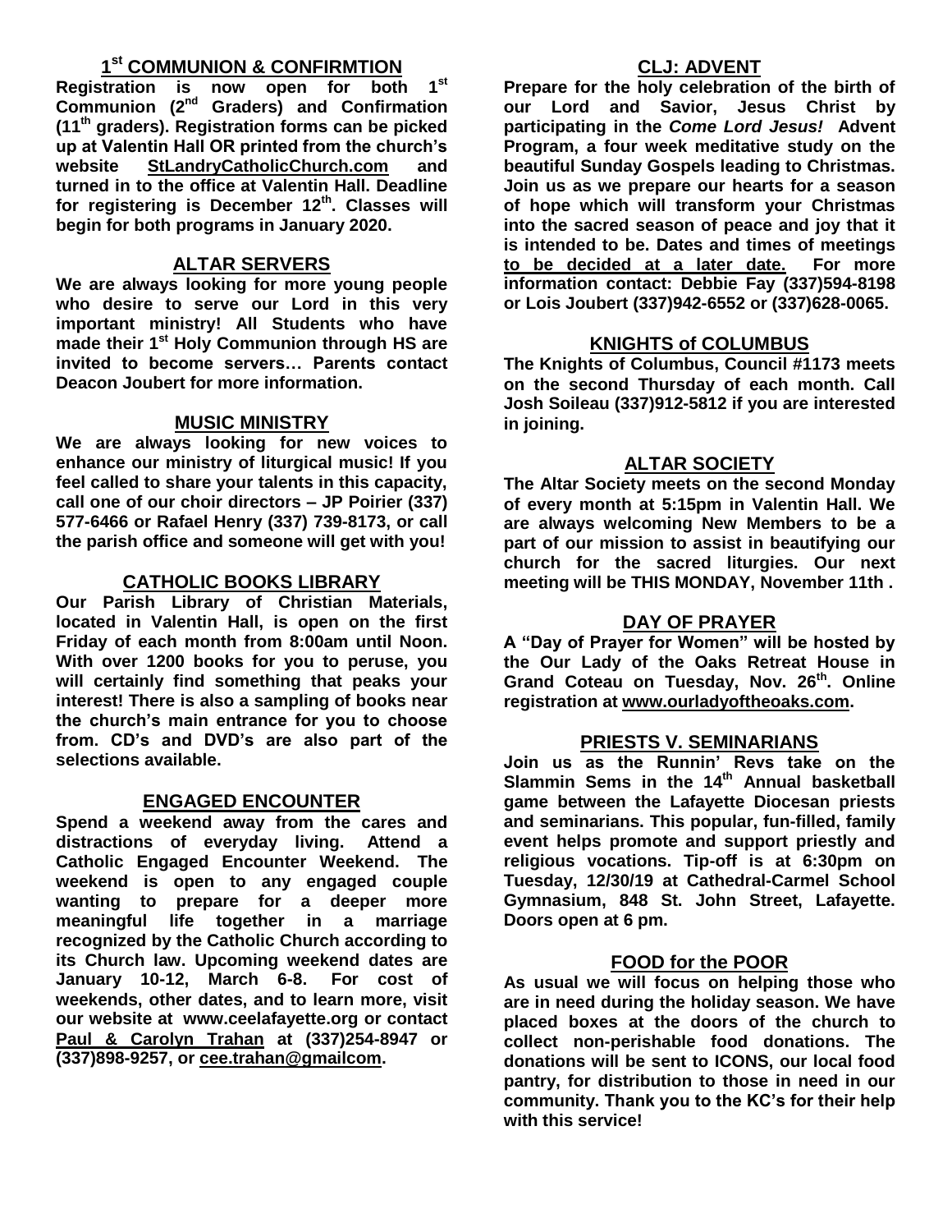## 1st COMMUNION & CONFIRMTION

**Registration is now open for both 1st Communion (2nd Graders) and Confirmation (11th graders). Registration forms can be picked up at Valentin Hall OR printed from the church's website StLandryCatholicChurch.com and turned in to the office at Valentin Hall. Deadline for registering is December 12th. Classes will begin for both programs in January 2020.**

## ALTAR SERVERS

**We are always looking for more young people who desire to serve our Lord in this very important ministry! All Students who have made their 1st Holy Communion through HS are invited to become servers… Parents contact Deacon Joubert for more information.**

## MUSIC MINISTRY

**We are always looking for new voices to enhance our ministry of liturgical music! If you feel called to share your talents in this capacity, call one of our choir directors – JP Poirier (337) 577-6466 or Rafael Henry (337) 739-8173, or call the parish office and someone will get with you!**

## CATHOLIC BOOKS LIBRARY

**Our Parish Library of Christian Materials, located in Valentin Hall, is open on the first Friday of each month from 8:00am until Noon. With over 1200 books for you to peruse, you will certainly find something that peaks your interest! There is also a sampling of books near the church's main entrance for you to choose from. CD's and DVD's are also part of the selections available.**

## ENGAGED ENCOUNTER

**Spend a weekend away from the cares and distractions of everyday living. Attend a Catholic Engaged Encounter Weekend. The weekend is open to any engaged couple wanting to prepare for a deeper more meaningful life together in a marriage recognized by the Catholic Church according to its Church law. Upcoming weekend dates are January 10-12, March 6-8. For cost of weekends, other dates, and to learn more, visit our website at www.ceelafayette.org or contact Paul & Carolyn Trahan at (337)254-8947 or (337)898-9257, or cee.trahan@gmailcom.**

## CLJ: ADVENT

**Prepare for the holy celebration of the birth of our Lord and Savior, Jesus Christ by participating in the *Come Lord Jesus!* Advent Program, a four week meditative study on the beautiful Sunday Gospels leading to Christmas. Join us as we prepare our hearts for a season of hope which will transform your Christmas into the sacred season of peace and joy that it is intended to be. Dates and times of meetings to be decided at a later date. For more information contact: Debbie Fay (337)594-8198 or Lois Joubert (337)942-6552 or (337)628-0065.**

## KNIGHTS of COLUMBUS

**The Knights of Columbus, Council #1173 meets on the second Thursday of each month. Call Josh Soileau (337)912-5812 if you are interested in joining.**

## ALTAR SOCIETY

**The Altar Society meets on the second Monday of every month at 5:15pm in Valentin Hall. We are always welcoming New Members to be a part of our mission to assist in beautifying our church for the sacred liturgies. Our next meeting will be THIS MONDAY, November 11th .**

## DAY OF PRAYER

**A "Day of Prayer for Women" will be hosted by the Our Lady of the Oaks Retreat House in Grand Coteau on Tuesday, Nov. 26th. Online registration at www.ourladyoftheoaks.com.**

## PRIESTS V. SEMINARIANS

**Join us as the Runnin' Revs take on the Slammin Sems in the 14th Annual basketball game between the Lafayette Diocesan priests and seminarians. This popular, fun-filled, family event helps promote and support priestly and religious vocations. Tip-off is at 6:30pm on Tuesday, 12/30/19 at Cathedral-Carmel School Gymnasium, 848 St. John Street, Lafayette. Doors open at 6 pm.**

## FOOD for the POOR

**As usual we will focus on helping those who are in need during the holiday season. We have placed boxes at the doors of the church to collect non-perishable food donations. The donations will be sent to ICONS, our local food pantry, for distribution to those in need in our community. Thank you to the KC's for their help with this service!**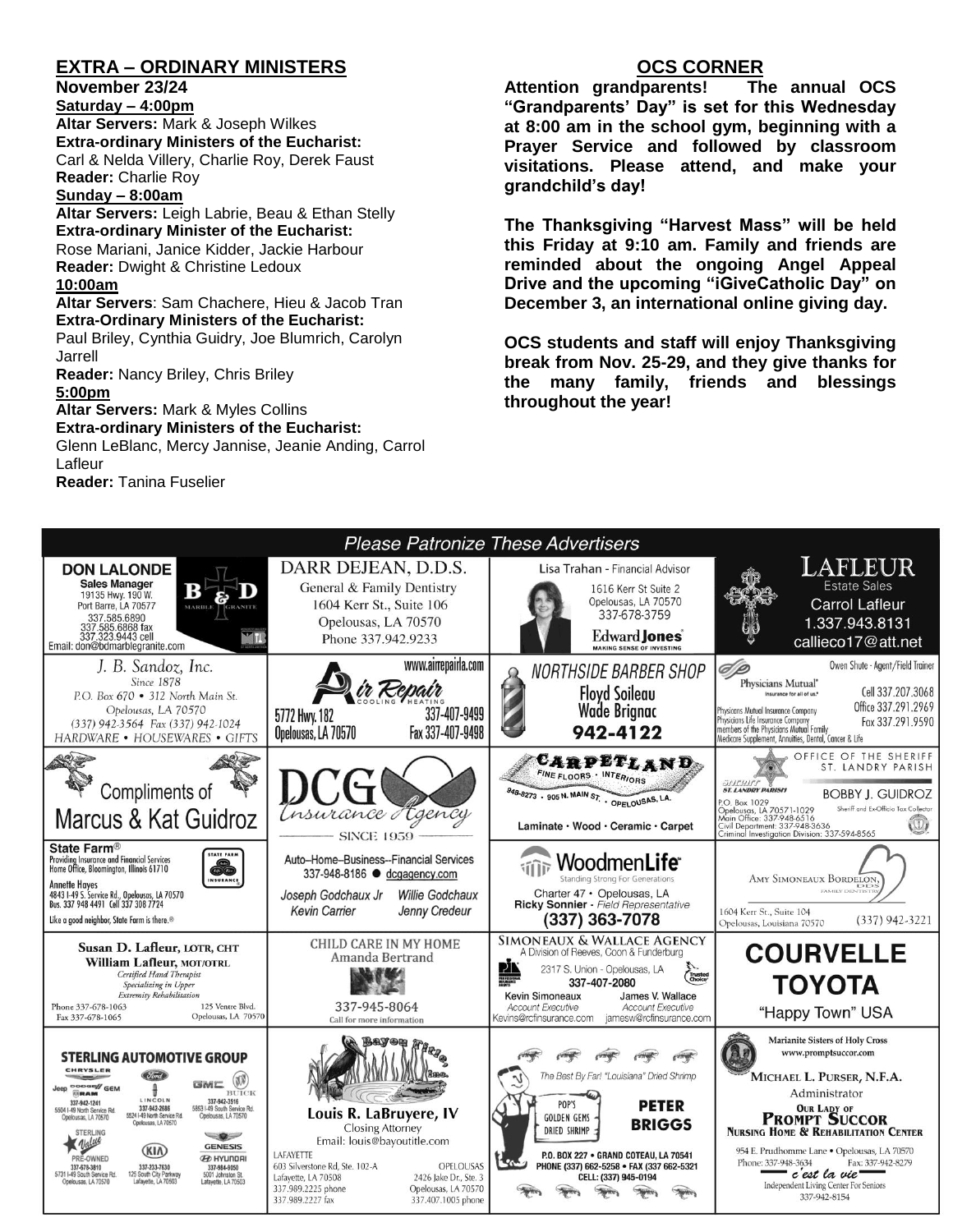## EXTRA – ORDINARY MINISTERS

**November 23/24**

**Saturday – 4:00pm**

**Altar Servers:** Mark & Joseph Wilkes
**Extra-ordinary Ministers of the Eucharist:**
Carl & Nelda Villery, Charlie Roy, Derek Faust
**Reader:** Charlie Roy

**Sunday – 8:00am**

**Altar Servers:** Leigh Labrie, Beau & Ethan Stelly
**Extra-ordinary Minister of the Eucharist:**
Rose Mariani, Janice Kidder, Jackie Harbour
**Reader:** Dwight & Christine Ledoux

**10:00am**

**Altar Servers**: Sam Chachere, Hieu & Jacob Tran
**Extra-Ordinary Ministers of the Eucharist:**
Paul Briley, Cynthia Guidry, Joe Blumrich, Carolyn Jarrell
**Reader:** Nancy Briley, Chris Briley

**5:00pm**

**Altar Servers:** Mark & Myles Collins
**Extra-ordinary Ministers of the Eucharist:**
Glenn LeBlanc, Mercy Jannise, Jeanie Anding, Carrol Lafleur
**Reader:** Tanina Fuselier

## OCS CORNER

**Attention grandparents! The annual OCS "Grandparents' Day" is set for this Wednesday at 8:00 am in the school gym, beginning with a Prayer Service and followed by classroom visitations. Please attend, and make your grandchild's day!**

**The Thanksgiving "Harvest Mass" will be held this Friday at 9:10 am. Family and friends are reminded about the ongoing Angel Appeal Drive and the upcoming "iGiveCatholic Day" on December 3, an international online giving day.**

**OCS students and staff will enjoy Thanksgiving break from Nov. 25-29, and they give thanks for the many family, friends and blessings throughout the year!**

## *Please Patronize These Advertisers*

**DON LALONDE** Sales Manager, 19135 Hwy. 190 W., Port Barre, LA 70577, 337.585.6890, 337.585.6868 fax, 337.323.9443 cell, Email: don@bdmarblegranite.com — B & D Marble Granite

**DARR DEJEAN, D.D.S.** General & Family Dentistry, 1604 Kerr St., Suite 106, Opelousas, LA 70570, Phone 337.942.9233

**Lisa Trahan** - Financial Advisor, 1616 Kerr St Suite 2, Opelousas, LA 70570, 337-678-3759 — Edward Jones, MAKING SENSE OF INVESTING

**LAFLEUR** Estate Sales, Carrol Lafleur, 1.337.943.8131, callieco17@att.net

**J. B. Sandoz, Inc.** Since 1878, P.O. Box 670 • 312 North Main St., Opelousas, LA 70570, (337) 942-3564 Fax (337) 942-1024, HARDWARE • HOUSEWARES • GIFTS

**Air Repair** Cooling Heating, www.airrepairla.com, 5772 Hwy. 182, Opelousas, LA 70570, 337-407-9499, Fax 337-407-9498

**NORTHSIDE BARBER SHOP** Floyd Soileau, Wade Brignac, 942-4122

**Physicians Mutual** Insurance for all of us. Owen Shute - Agent/Field Trainer, Cell 337.207.3068, Office 337.291.2969, Fax 337.291.9590. Physicians Mutual Insurance Company, Physicians Life Insurance Company, members of the Physicians Mutual Family, Medicare Supplement, Annuities, Dental, Cancer & Life

**Compliments of Marcus & Kat Guidroz**

**DCG Insurance Agency** — SINCE 1959

**CARPETLAND** FINE FLOORS • INTERIORS, 948-8273 • 905 N. MAIN ST. • OPELOUSAS, LA. Laminate • Wood • Ceramic • Carpet

**OFFICE OF THE SHERIFF ST. LANDRY PARISH** BOBBY J. GUIDROZ, Sheriff and Ex-Officio Tax Collector, P.O. Box 1029, Opelousas, LA 70571-1029, Main Office: 337-948-6516, Civil Department: 337-948-3636, Criminal Investigation Division: 337-594-8565

**State Farm®** Providing Insurance and Financial Services, Home Office, Bloomington, Illinois 61710. Annette Hayes, 4843 I-49 S. Service Rd., Opelousas, LA 70570, Bus. 337 948 4491 Cell 337 308 7724. Like a good neighbor, State Farm is there.®

Auto–Home–Business--Financial Services, 337-948-8186 ● dcgagency.com, Joseph Godchaux Jr, Willie Godchaux, Kevin Carrier, Jenny Credeur

**WoodmenLife** Standing Strong For Generations, Charter 47 • Opelousas, LA, Ricky Sonnier - Field Representative, (337) 363-7078

**AMY SIMONEAUX BORDELON, DDS** Family Dentistry, 1604 Kerr St., Suite 104, Opelousas, Louisiana 70570, (337) 942-3221

**Susan D. Lafleur, LOTR, CHT** **William Lafleur, MOT/OTRL** Certified Hand Therapist, Specializing in Upper Extremity Rehabilitation, Phone 337-678-1063, Fax 337-678-1065, 125 Ventre Blvd., Opelousas, LA 70570

**CHILD CARE IN MY HOME** Amanda Bertrand, 337-945-8064, Call for more information

**SIMONEAUX & WALLACE AGENCY** A Division of Reeves, Coon & Funderburg, 2317 S. Union - Opelousas, LA, 337-407-2080, Kevin Simoneaux, Account Executive, Kevins@rcfinsurance.com; James V. Wallace, Account Executive, jamesw@rcfinsurance.com

**COURVELLE TOYOTA** "Happy Town" USA

**STERLING AUTOMOTIVE GROUP** Chrysler, Jeep, Dodge, Ram — 337-942-1241, 5504 I-49 North Service Rd., Opelousas, LA 70570; Ford, Lincoln — 337-942-2686, 5524 I-49 North Service Rd., Opelousas, LA 70570; GMC, Buick — 337-942-3516, 5853 I-49 South Service Rd., Opelousas, LA 70570; Sterling Value Pre-Owned — 337-678-3810, 5731 I-49 South Service Rd., Opelousas, LA 70570; Kia — 337-233-7630, 125 South City Parkway, Lafayette, LA 70503; Genesis, Hyundai — 337-984-9050, 5001 Johnston St., Lafayette, LA 70503

**Bayou Title, Inc.** Louis R. LaBruyere, IV, Closing Attorney, Email: louis@bayoutitle.com. LAFAYETTE: 603 Silverstone Rd, Ste. 102-A, Lafayette, LA 70508, 337.989.2225 phone, 337.989.2227 fax. OPELOUSAS: 2426 Jake Dr., Ste. 3, Opelousas, LA 70570, 337.407.1005 phone

The Best By Far! "Louisiana" Dried Shrimp — POP'S GOLDEN GEMS DRIED SHRIMP — **PETER BRIGGS**, P.O. BOX 227 • GRAND COTEAU, LA 70541, PHONE (337) 662-5258 • FAX (337) 662-5321, CELL: (337) 945-0194

Marianite Sisters of Holy Cross, www.promptsuccor.com, **MICHAEL L. PURSER, N.F.A.** Administrator, **OUR LADY OF PROMPT SUCCOR NURSING HOME & REHABILITATION CENTER**, 954 E. Prudhomme Lane • Opelousas, LA 70570, Phone: 337-948-3634, Fax: 337-942-8279, *c'est la vie* Independent Living Center For Seniors, 337-942-8154